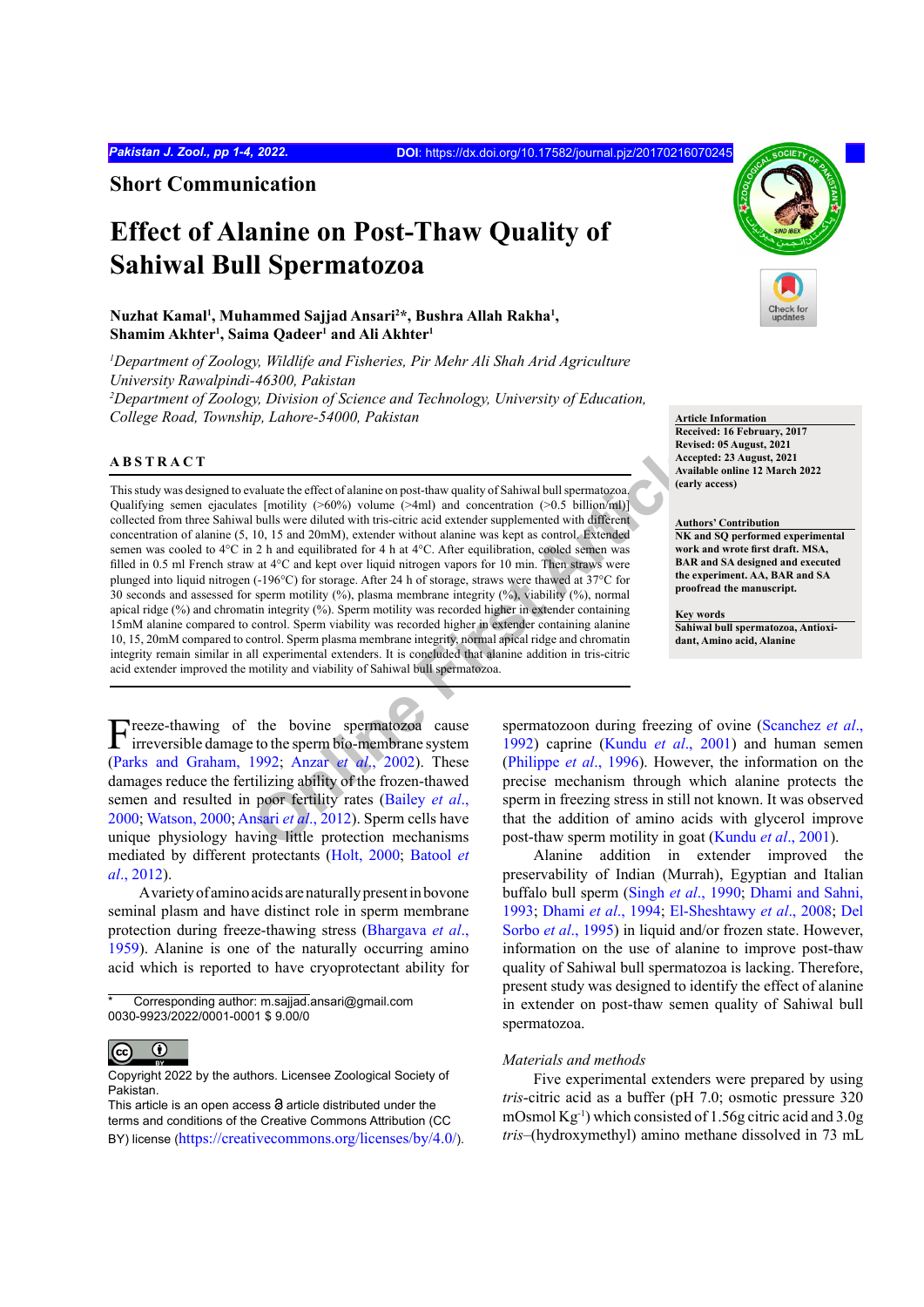## Short Communication

# Effect of Alanine on Post-Thaw Quality of Sahiwal Bull Spermatozoa

**Nuzhat Kamal[1], Muhammed Sajjad Ansari[2]\*, Bushra Allah Rakha[1], Shamim Akhter[1], Saima Qadeer[1] and Ali Akhter[1]**

*[1]Department of Zoology, Wildlife and Fisheries, Pir Mehr Ali Shah Arid Agriculture University Rawalpindi-46300, Pakistan*
*[2]Department of Zoology, Division of Science and Technology, University of Education, College Road, Township, Lahore-54000, Pakistan*

**Article Information**
**Received: 16 February, 2017**
**Revised: 05 August, 2021**
**Accepted: 23 August, 2021**
**Available online 12 March 2022 (early access)**

**Authors' Contribution**
**NK and SQ performed experimental work and wrote first draft. MSA, BAR and SA designed and executed the experiment. AA, BAR and SA proofread the manuscript.**

**Key words**
**Sahiwal bull spermatozoa, Antioxidant, Amino acid, Alanine**

## ABSTRACT

This study was designed to evaluate the effect of alanine on post-thaw quality of Sahiwal bull spermatozoa. Qualifying semen ejaculates [motility (>60%) volume (>4ml) and concentration (>0.5 billion/ml)] collected from three Sahiwal bulls were diluted with tris-citric acid extender supplemented with different concentration of alanine (5, 10, 15 and 20mM), extender without alanine was kept as control. Extended semen was cooled to 4°C in 2 h and equilibrated for 4 h at 4°C. After equilibration, cooled semen was filled in 0.5 ml French straw at 4°C and kept over liquid nitrogen vapors for 10 min. Then straws were plunged into liquid nitrogen (-196°C) for storage. After 24 h of storage, straws were thawed at 37°C for 30 seconds and assessed for sperm motility (%), plasma membrane integrity (%), viability (%), normal apical ridge (%) and chromatin integrity (%). Sperm motility was recorded higher in extender containing 15mM alanine compared to control. Sperm viability was recorded higher in extender containing alanine 10, 15, 20mM compared to control. Sperm plasma membrane integrity, normal apical ridge and chromatin integrity remain similar in all experimental extenders. It is concluded that alanine addition in tris-citric acid extender improved the motility and viability of Sahiwal bull spermatozoa.

Freeze-thawing of the bovine spermatozoa cause irreversible damage to the sperm bio-membrane system (Parks and Graham, 1992; Anzar *et al*., 2002). These damages reduce the fertilizing ability of the frozen-thawed semen and resulted in poor fertility rates (Bailey *et al*., 2000; Watson, 2000; Ansari *et al*., 2012). Sperm cells have unique physiology having little protection mechanisms mediated by different protectants (Holt, 2000; Batool *et al*., 2012).

A variety of amino acids are naturally present in bovone seminal plasm and have distinct role in sperm membrane protection during freeze-thawing stress (Bhargava *et al*., 1959). Alanine is one of the naturally occurring amino acid which is reported to have cryoprotectant ability for spermatozoon during freezing of ovine (Scanchez *et al*., 1992) caprine (Kundu *et al*., 2001) and human semen (Philippe *et al*., 1996). However, the information on the precise mechanism through which alanine protects the sperm in freezing stress in still not known. It was observed that the addition of amino acids with glycerol improve post-thaw sperm motility in goat (Kundu *et al*., 2001).

Alanine addition in extender improved the preservability of Indian (Murrah), Egyptian and Italian buffalo bull sperm (Singh *et al*., 1990; Dhami and Sahni, 1993; Dhami *et al*., 1994; El-Sheshtawy *et al*., 2008; Del Sorbo *et al*., 1995) in liquid and/or frozen state. However, information on the use of alanine to improve post-thaw quality of Sahiwal bull spermatozoa is lacking. Therefore, present study was designed to identify the effect of alanine in extender on post-thaw semen quality of Sahiwal bull spermatozoa.

*Materials and methods*

Five experimental extenders were prepared by using *tris*-citric acid as a buffer (pH 7.0; osmotic pressure 320 mOsmol $Kg^{-1}$) which consisted of 1.56g citric acid and 3.0g *tris*–(hydroxymethyl) amino methane dissolved in 73 mL

\* Corresponding author: m.sajjad.ansari@gmail.com
0030-9923/2022/0001-0001 $ 9.00/0

Copyright 2022 by the authors. Licensee Zoological Society of Pakistan.
This article is an open access article distributed under the terms and conditions of the Creative Commons Attribution (CC BY) license (https://creativecommons.org/licenses/by/4.0/).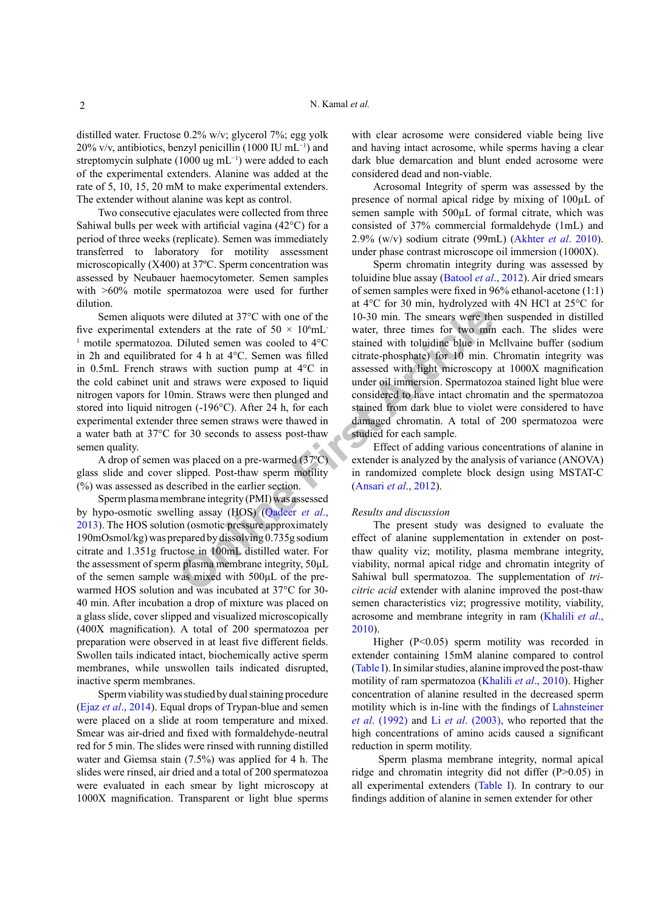distilled water. Fructose 0.2% w/v; glycerol 7%; egg yolk 20% v/v, antibiotics, benzyl penicillin (1000 IU mL$^{-1}$) and streptomycin sulphate (1000 ug mL$^{-1}$) were added to each of the experimental extenders. Alanine was added at the rate of 5, 10, 15, 20 mM to make experimental extenders. The extender without alanine was kept as control.

Two consecutive ejaculates were collected from three Sahiwal bulls per week with artificial vagina (42°C) for a period of three weeks (replicate). Semen was immediately transferred to laboratory for motility assessment microscopically (X400) at 37ºC. Sperm concentration was assessed by Neubauer haemocytometer. Semen samples with >60% motile spermatozoa were used for further dilution.

Semen aliquots were diluted at 37°C with one of the five experimental extenders at the rate of 50 × 10$^{6}$mL$^{-1}$ motile spermatozoa. Diluted semen was cooled to 4°C in 2h and equilibrated for 4 h at 4°C. Semen was filled in 0.5mL French straws with suction pump at 4°C in the cold cabinet unit and straws were exposed to liquid nitrogen vapors for 10min. Straws were then plunged and stored into liquid nitrogen (-196°C). After 24 h, for each experimental extender three semen straws were thawed in a water bath at 37°C for 30 seconds to assess post-thaw semen quality.

A drop of semen was placed on a pre-warmed (37ºC) glass slide and cover slipped. Post-thaw sperm motility (%) was assessed as described in the earlier section.

Sperm plasma membrane integrity (PMI) was assessed by hypo-osmotic swelling assay (HOS) (Qadeer *et al*., 2013). The HOS solution (osmotic pressure approximately 190mOsmol/kg) was prepared by dissolving 0.735g sodium citrate and 1.351g fructose in 100mL distilled water. For the assessment of sperm plasma membrane integrity, 50µL of the semen sample was mixed with 500µL of the pre-warmed HOS solution and was incubated at 37°C for 30-40 min. After incubation a drop of mixture was placed on a glass slide, cover slipped and visualized microscopically (400X magnification). A total of 200 spermatozoa per preparation were observed in at least five different fields. Swollen tails indicated intact, biochemically active sperm membranes, while unswollen tails indicated disrupted, inactive sperm membranes.

Sperm viability was studied by dual staining procedure (Ejaz *et al*., 2014). Equal drops of Trypan-blue and semen were placed on a slide at room temperature and mixed. Smear was air-dried and fixed with formaldehyde-neutral red for 5 min. The slides were rinsed with running distilled water and Giemsa stain (7.5%) was applied for 4 h. The slides were rinsed, air dried and a total of 200 spermatozoa were evaluated in each smear by light microscopy at 1000X magnification. Transparent or light blue sperms with clear acrosome were considered viable being live and having intact acrosome, while sperms having a clear dark blue demarcation and blunt ended acrosome were considered dead and non-viable.

Acrosomal Integrity of sperm was assessed by the presence of normal apical ridge by mixing of 100µL of semen sample with 500µL of formal citrate, which was consisted of 37% commercial formaldehyde (1mL) and 2.9% (w/v) sodium citrate (99mL) (Akhter *et al*. 2010). under phase contrast microscope oil immersion (1000X).

Sperm chromatin integrity during was assessed by toluidine blue assay (Batool *et al*., 2012). Air dried smears of semen samples were fixed in 96% ethanol-acetone (1:1) at 4°C for 30 min, hydrolyzed with 4N HCl at 25°C for 10-30 min. The smears were then suspended in distilled water, three times for two min each. The slides were stained with toluidine blue in McIlvaine buffer (sodium citrate-phosphate) for 10 min. Chromatin integrity was assessed with light microscopy at 1000X magnification under oil immersion. Spermatozoa stained light blue were considered to have intact chromatin and the spermatozoa stained from dark blue to violet were considered to have damaged chromatin. A total of 200 spermatozoa were studied for each sample.

Effect of adding various concentrations of alanine in extender is analyzed by the analysis of variance (ANOVA) in randomized complete block design using MSTAT-C (Ansari *et al*., 2012).

*Results and discussion*

The present study was designed to evaluate the effect of alanine supplementation in extender on post-thaw quality viz; motility, plasma membrane integrity, viability, normal apical ridge and chromatin integrity of Sahiwal bull spermatozoa. The supplementation of *tri-citric acid* extender with alanine improved the post-thaw semen characteristics viz; progressive motility, viability, acrosome and membrane integrity in ram (Khalili *et al*., 2010).

Higher (P<0.05) sperm motility was recorded in extender containing 15mM alanine compared to control (Table I). In similar studies, alanine improved the post-thaw motility of ram spermatozoa (Khalili *et al*., 2010). Higher concentration of alanine resulted in the decreased sperm motility which is in-line with the findings of Lahnsteiner *et al*. (1992) and Li *et al*. (2003), who reported that the high concentrations of amino acids caused a significant reduction in sperm motility.

Sperm plasma membrane integrity, normal apical ridge and chromatin integrity did not differ (P>0.05) in all experimental extenders (Table I). In contrary to our findings addition of alanine in semen extender for other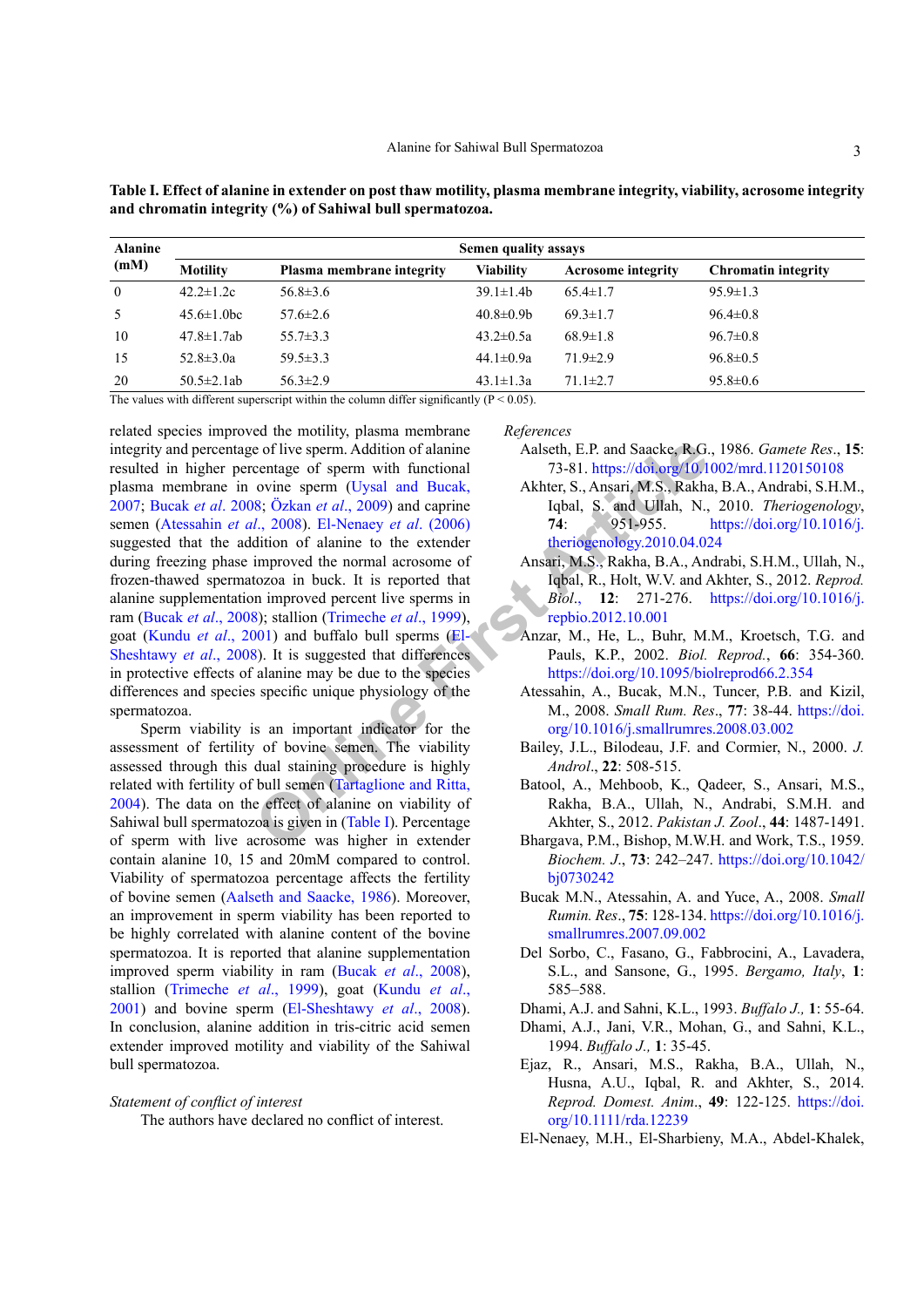**Table I. Effect of alanine in extender on post thaw motility, plasma membrane integrity, viability, acrosome integrity and chromatin integrity (%) of Sahiwal bull spermatozoa.**

| Alanine (mM) | Semen quality assays | | | | |
|---|---|---|---|---|---|
| | Motility | Plasma membrane integrity | Viability | Acrosome integrity | Chromatin integrity |
| 0 | 42.2±1.2c | 56.8±3.6 | 39.1±1.4b | 65.4±1.7 | 95.9±1.3 |
| 5 | 45.6±1.0bc | 57.6±2.6 | 40.8±0.9b | 69.3±1.7 | 96.4±0.8 |
| 10 | 47.8±1.7ab | 55.7±3.3 | 43.2±0.5a | 68.9±1.8 | 96.7±0.8 |
| 15 | 52.8±3.0a | 59.5±3.3 | 44.1±0.9a | 71.9±2.9 | 96.8±0.5 |
| 20 | 50.5±2.1ab | 56.3±2.9 | 43.1±1.3a | 71.1±2.7 | 95.8±0.6 |

The values with different superscript within the column differ significantly ($P < 0.05$).

related species improved the motility, plasma membrane integrity and percentage of live sperm. Addition of alanine resulted in higher percentage of sperm with functional plasma membrane in ovine sperm (Uysal and Bucak, 2007; Bucak *et al*. 2008; Özkan *et al*., 2009) and caprine semen (Atessahin *et al*., 2008). El-Nenaey *et al*. (2006) suggested that the addition of alanine to the extender during freezing phase improved the normal acrosome of frozen-thawed spermatozoa in buck. It is reported that alanine supplementation improved percent live sperms in ram (Bucak *et al*., 2008); stallion (Trimeche *et al*., 1999), goat (Kundu *et al*., 2001) and buffalo bull sperms (El-Sheshtawy *et al*., 2008). It is suggested that differences in protective effects of alanine may be due to the species differences and species specific unique physiology of the spermatozoa.

Sperm viability is an important indicator for the assessment of fertility of bovine semen. The viability assessed through this dual staining procedure is highly related with fertility of bull semen (Tartaglione and Ritta, 2004). The data on the effect of alanine on viability of Sahiwal bull spermatozoa is given in (Table I). Percentage of sperm with live acrosome was higher in extender contain alanine 10, 15 and 20mM compared to control. Viability of spermatozoa percentage affects the fertility of bovine semen (Aalseth and Saacke, 1986). Moreover, an improvement in sperm viability has been reported to be highly correlated with alanine content of the bovine spermatozoa. It is reported that alanine supplementation improved sperm viability in ram (Bucak *et al*., 2008), stallion (Trimeche *et al*., 1999), goat (Kundu *et al*., 2001) and bovine sperm (El-Sheshtawy *et al*., 2008). In conclusion, alanine addition in tris-citric acid semen extender improved motility and viability of the Sahiwal bull spermatozoa.

*Statement of conflict of interest*

The authors have declared no conflict of interest.

*References*

Aalseth, E.P. and Saacke, R.G., 1986. *Gamete Res*., **15**: 73-81. https://doi.org/10.1002/mrd.1120150108

Akhter, S., Ansari, M.S., Rakha, B.A., Andrabi, S.H.M., Iqbal, S. and Ullah, N., 2010. *Theriogenology*, **74**: 951-955. https://doi.org/10.1016/j.theriogenology.2010.04.024

Ansari, M.S., Rakha, B.A., Andrabi, S.H.M., Ullah, N., Iqbal, R., Holt, W.V. and Akhter, S., 2012. *Reprod. Biol*., **12**: 271-276. https://doi.org/10.1016/j.repbio.2012.10.001

Anzar, M., He, L., Buhr, M.M., Kroetsch, T.G. and Pauls, K.P., 2002. *Biol. Reprod*., **66**: 354-360. https://doi.org/10.1095/biolreprod66.2.354

Atessahin, A., Bucak, M.N., Tuncer, P.B. and Kizil, M., 2008. *Small Rum. Res*., **77**: 38-44. https://doi.org/10.1016/j.smallrumres.2008.03.002

Bailey, J.L., Bilodeau, J.F. and Cormier, N., 2000. *J. Androl*., **22**: 508-515.

Batool, A., Mehboob, K., Qadeer, S., Ansari, M.S., Rakha, B.A., Ullah, N., Andrabi, S.M.H. and Akhter, S., 2012. *Pakistan J. Zool*., **44**: 1487-1491.

Bhargava, P.M., Bishop, M.W.H. and Work, T.S., 1959. *Biochem. J*., **73**: 242–247. https://doi.org/10.1042/bj0730242

Bucak M.N., Atessahin, A. and Yuce, A., 2008. *Small Rumin. Res*., **75**: 128-134. https://doi.org/10.1016/j.smallrumres.2007.09.002

Del Sorbo, C., Fasano, G., Fabbrocini, A., Lavadera, S.L., and Sansone, G., 1995. *Bergamo, Italy*, **1**: 585–588.

Dhami, A.J. and Sahni, K.L., 1993. *Buffalo J.,* **1**: 55-64.

Dhami, A.J., Jani, V.R., Mohan, G., and Sahni, K.L., 1994. *Buffalo J.,* **1**: 35-45.

Ejaz, R., Ansari, M.S., Rakha, B.A., Ullah, N., Husna, A.U., Iqbal, R. and Akhter, S., 2014. *Reprod. Domest. Anim*., **49**: 122-125. https://doi.org/10.1111/rda.12239

El-Nenaey, M.H., El-Sharbieny, M.A., Abdel-Khalek,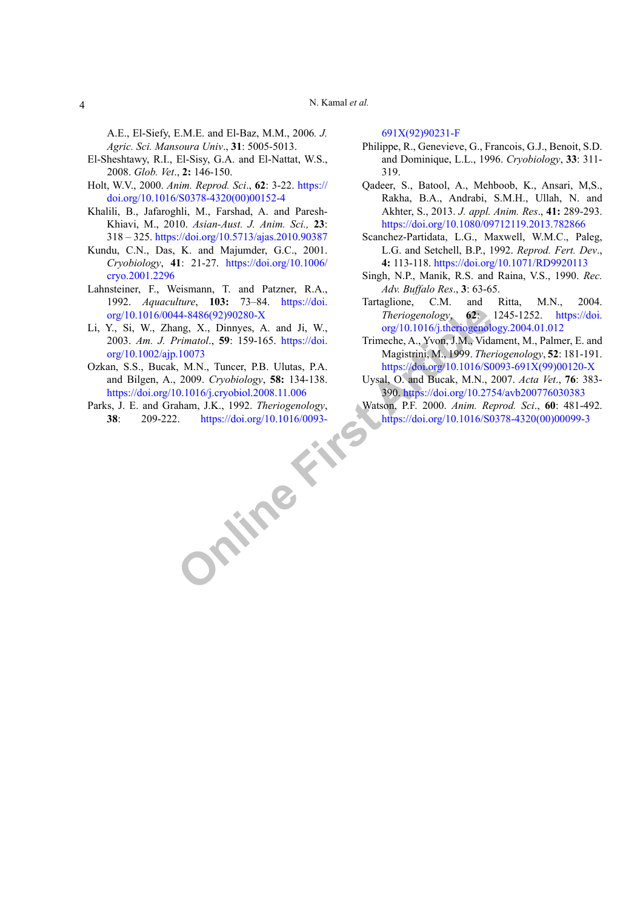A.E., El-Siefy, E.M.E. and El-Baz, M.M., 2006. *J. Agric. Sci. Mansoura Univ*., **31**: 5005-5013.

El-Sheshtawy, R.I., El-Sisy, G.A. and El-Nattat, W.S., 2008. *Glob. Vet*., **2:** 146-150.

Holt, W.V., 2000. *Anim. Reprod. Sci*., **62**: 3-22. https://doi.org/10.1016/S0378-4320(00)00152-4

Khalili, B., Jafaroghli, M., Farshad, A. and Paresh-Khiavi, M., 2010. *Asian-Aust. J. Anim. Sci.,* **23**: 318 – 325. https://doi.org/10.5713/ajas.2010.90387

Kundu, C.N., Das, K. and Majumder, G.C., 2001. *Cryobiology*, **41**: 21-27. https://doi.org/10.1006/cryo.2001.2296

Lahnsteiner, F., Weismann, T. and Patzner, R.A., 1992. *Aquaculture*, **103:** 73–84. https://doi.org/10.1016/0044-8486(92)90280-X

Li, Y., Si, W., Zhang, X., Dinnyes, A. and Ji, W., 2003. *Am. J. Primatol*., **59**: 159-165. https://doi.org/10.1002/ajp.10073

Ozkan, S.S., Bucak, M.N., Tuncer, P.B. Ulutas, P.A. and Bilgen, A., 2009. *Cryobiology*, **58:** 134-138. https://doi.org/10.1016/j.cryobiol.2008.11.006

Parks, J. E. and Graham, J.K., 1992. *Theriogenology*, **38**: 209-222. https://doi.org/10.1016/0093-691X(92)90231-F

Philippe, R., Genevieve, G., Francois, G.J., Benoit, S.D. and Dominique, L.L., 1996. *Cryobiology*, **33**: 311-319.

Qadeer, S., Batool, A., Mehboob, K., Ansari, M,S., Rakha, B.A., Andrabi, S.M.H., Ullah, N. and Akhter, S., 2013. *J. appl. Anim. Res*., **41:** 289-293. https://doi.org/10.1080/09712119.2013.782866

Scanchez-Partidata, L.G., Maxwell, W.M.C., Paleg, L.G. and Setchell, B.P., 1992. *Reprod. Fert. Dev*., **4:** 113-118. https://doi.org/10.1071/RD9920113

Singh, N.P., Manik, R.S. and Raina, V.S., 1990. *Rec. Adv. Buffalo Res*., **3**: 63-65.

Tartaglione, C.M. and Ritta, M.N., 2004. *Theriogenology*, **62**: 1245-1252. https://doi.org/10.1016/j.theriogenology.2004.01.012

Trimeche, A., Yvon, J.M., Vidament, M., Palmer, E. and Magistrini, M., 1999. *Theriogenology*, **52**: 181-191. https://doi.org/10.1016/S0093-691X(99)00120-X

Uysal, O. and Bucak, M.N., 2007. *Acta Vet*., **76**: 383-390. https://doi.org/10.2754/avb200776030383

Watson, P.F. 2000. *Anim. Reprod. Sci*., **60**: 481-492. https://doi.org/10.1016/S0378-4320(00)00099-3